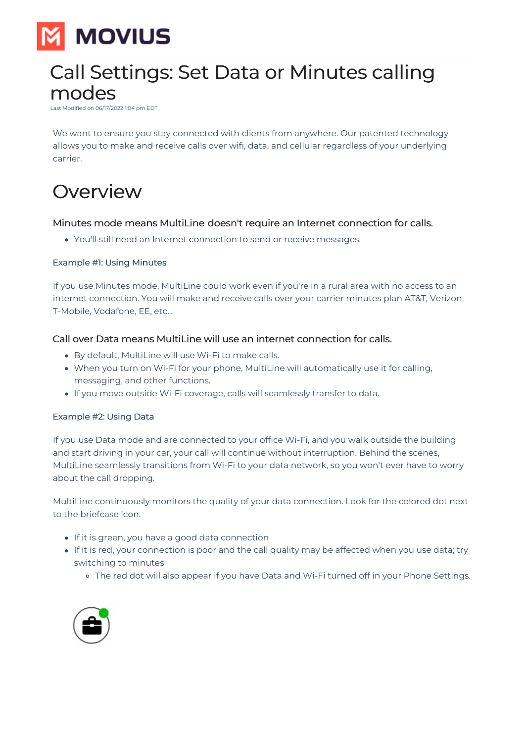# Call Settings: Set Data or Minutes calling modes

Last Modified on 06/17/2022 1:04 pm EDT

We want to ensure you stay connected with clients from anywhere. Our patented technology allows you to make and receive calls over wifi, data, and cellular regardless of your underlying carrier.

# Overview

### Minutes mode means MultiLine doesn't require an Internet connection for calls.

- You'll still need an Internet connection to send or receive messages.

#### Example #1: Using Minutes

If you use Minutes mode, MultiLine could work even if you're in a rural area with no access to an internet connection. You will make and receive calls over your carrier minutes plan AT&T, Verizon, T-Mobile, Vodafone, EE, etc...

### Call over Data means MultiLine will use an internet connection for calls.

- By default, MultiLine will use Wi-Fi to make calls.
- When you turn on Wi-Fi for your phone, MultiLine will automatically use it for calling, messaging, and other functions.
- If you move outside Wi-Fi coverage, calls will seamlessly transfer to data.

#### Example #2: Using Data

If you use Data mode and are connected to your office Wi-Fi, and you walk outside the building and start driving in your car, your call will continue without interruption. Behind the scenes, MultiLine seamlessly transitions from Wi-Fi to your data network, so you won't ever have to worry about the call dropping.

MultiLine continuously monitors the quality of your data connection. Look for the colored dot next to the briefcase icon.

- If it is green, you have a good data connection
- If it is red, your connection is poor and the call quality may be affected when you use data; try switching to minutes
  - The red dot will also appear if you have Data and Wi-Fi turned off in your Phone Settings.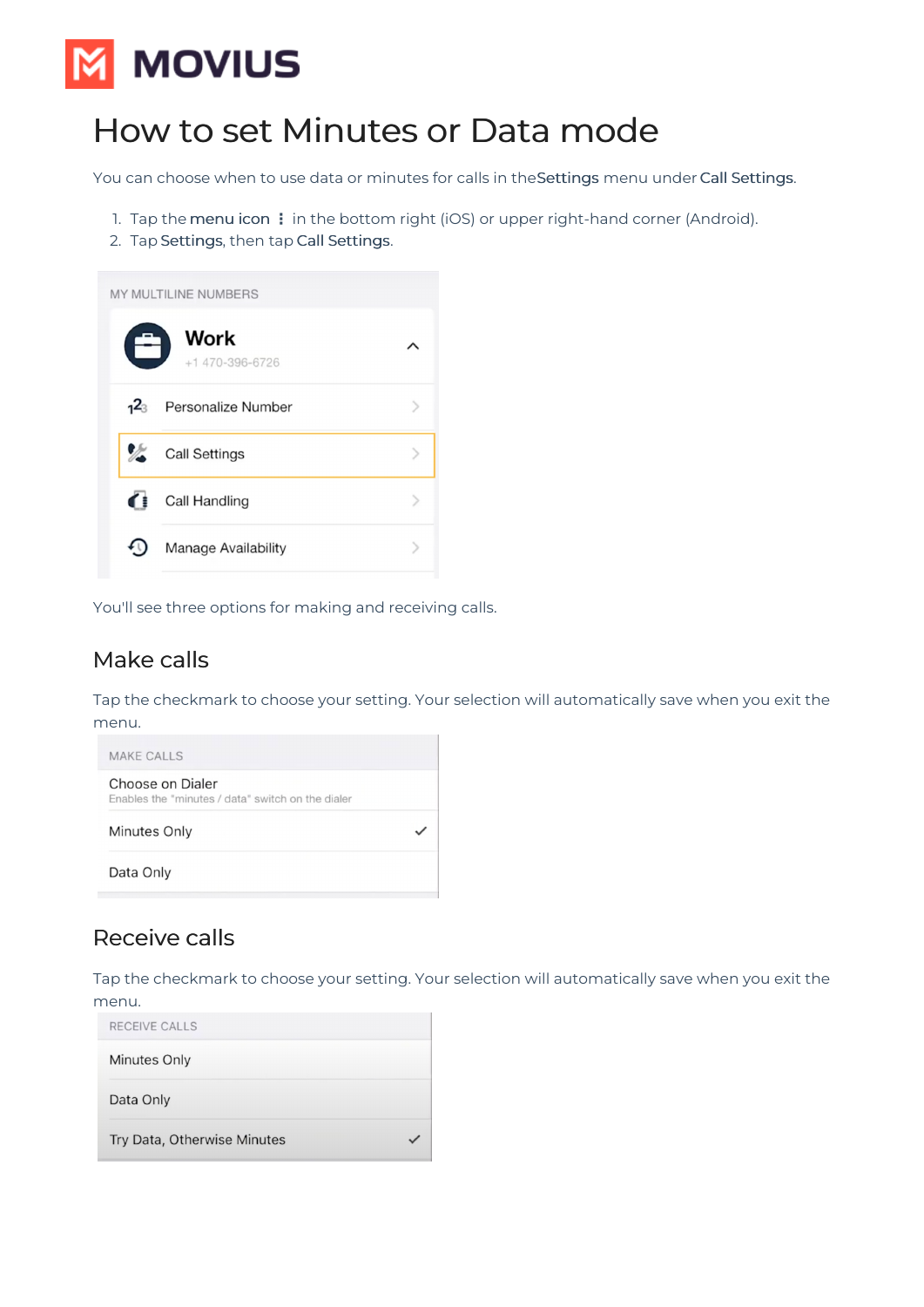# How to set Minutes or Data mode

You can choose when to use data or minutes for calls in the **Settings** menu under **Call Settings**.

1. Tap the **menu icon** ⋮ in the bottom right (iOS) or upper right-hand corner (Android).
2. Tap **Settings**, then tap **Call Settings**.

MY MULTILINE NUMBERS

**Work**
+1 470-396-6726

- Personalize Number
- Call Settings
- Call Handling
- Manage Availability

You'll see three options for making and receiving calls.

## Make calls

Tap the checkmark to choose your setting. Your selection will automatically save when you exit the menu.

MAKE CALLS

- Choose on Dialer
  Enables the "minutes / data" switch on the dialer
- Minutes Only ✓
- Data Only

## Receive calls

Tap the checkmark to choose your setting. Your selection will automatically save when you exit the menu.

RECEIVE CALLS

- Minutes Only
- Data Only
- Try Data, Otherwise Minutes ✓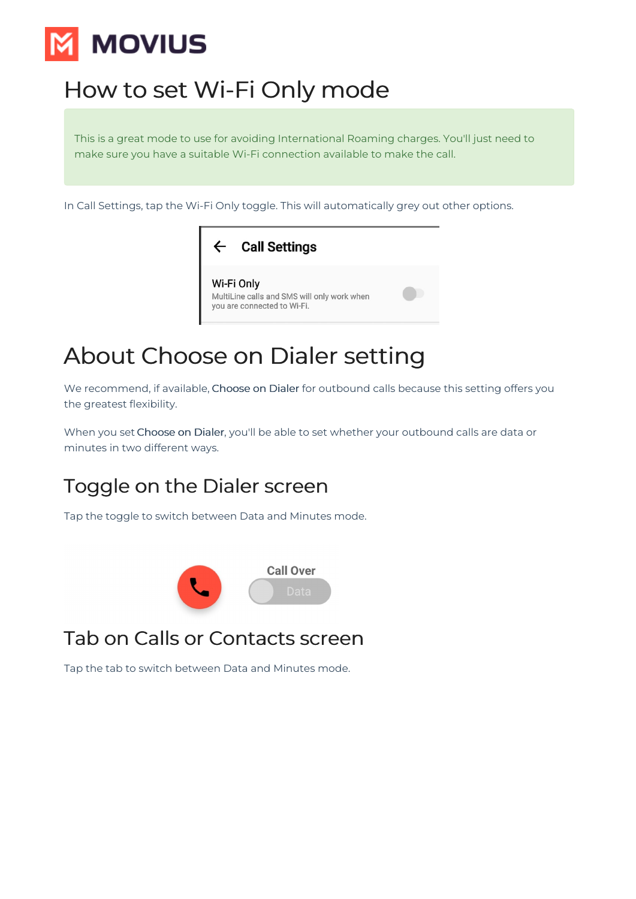# How to set Wi-Fi Only mode

This is a great mode to use for avoiding International Roaming charges. You'll just need to make sure you have a suitable Wi-Fi connection available to make the call.

In Call Settings, tap the Wi-Fi Only toggle. This will automatically grey out other options.

# About Choose on Dialer setting

We recommend, if available, Choose on Dialer for outbound calls because this setting offers you the greatest flexibility.

When you set Choose on Dialer, you'll be able to set whether your outbound calls are data or minutes in two different ways.

## Toggle on the Dialer screen

Tap the toggle to switch between Data and Minutes mode.

## Tab on Calls or Contacts screen

Tap the tab to switch between Data and Minutes mode.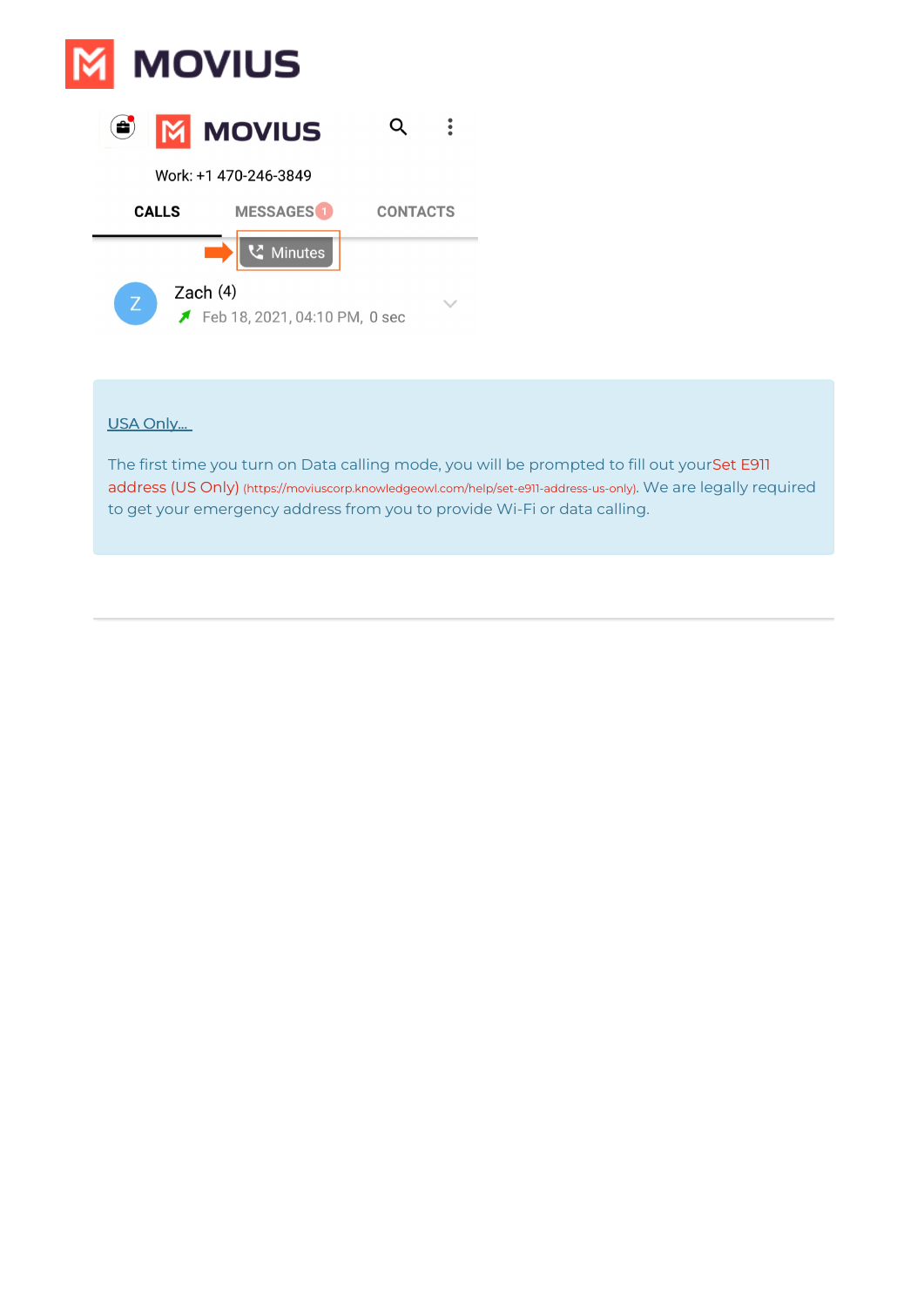USA Only...

The first time you turn on Data calling mode, you will be prompted to fill out yourSet E911 address (US Only) (https://moviuscorp.knowledgeowl.com/help/set-e911-address-us-only). We are legally required to get your emergency address from you to provide Wi-Fi or data calling.